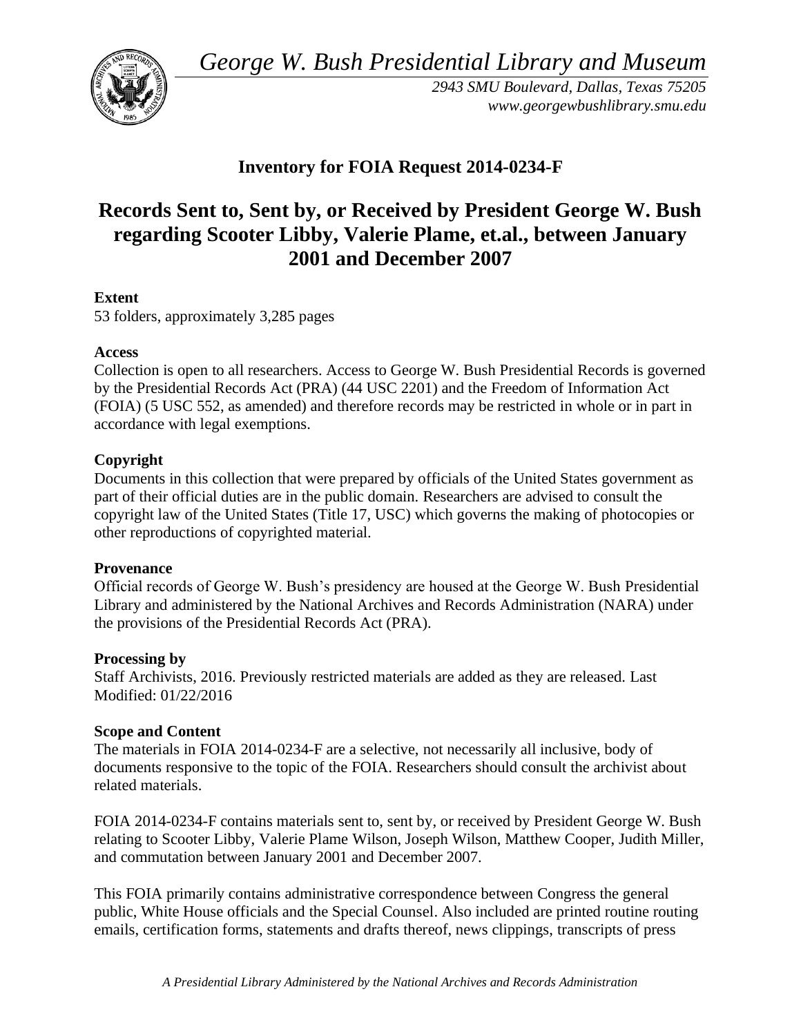*George W. Bush Presidential Library and Museum*

*2943 SMU Boulevard, Dallas, Texas 75205*
*www.georgewbushlibrary.smu.edu*

## Inventory for FOIA Request 2014-0234-F

# Records Sent to, Sent by, or Received by President George W. Bush regarding Scooter Libby, Valerie Plame, et.al., between January 2001 and December 2007

**Extent**
53 folders, approximately 3,285 pages

**Access**
Collection is open to all researchers. Access to George W. Bush Presidential Records is governed by the Presidential Records Act (PRA) (44 USC 2201) and the Freedom of Information Act (FOIA) (5 USC 552, as amended) and therefore records may be restricted in whole or in part in accordance with legal exemptions.

**Copyright**
Documents in this collection that were prepared by officials of the United States government as part of their official duties are in the public domain. Researchers are advised to consult the copyright law of the United States (Title 17, USC) which governs the making of photocopies or other reproductions of copyrighted material.

**Provenance**
Official records of George W. Bush's presidency are housed at the George W. Bush Presidential Library and administered by the National Archives and Records Administration (NARA) under the provisions of the Presidential Records Act (PRA).

**Processing by**
Staff Archivists, 2016. Previously restricted materials are added as they are released. Last Modified: 01/22/2016

**Scope and Content**
The materials in FOIA 2014-0234-F are a selective, not necessarily all inclusive, body of documents responsive to the topic of the FOIA. Researchers should consult the archivist about related materials.

FOIA 2014-0234-F contains materials sent to, sent by, or received by President George W. Bush relating to Scooter Libby, Valerie Plame Wilson, Joseph Wilson, Matthew Cooper, Judith Miller, and commutation between January 2001 and December 2007.

This FOIA primarily contains administrative correspondence between Congress the general public, White House officials and the Special Counsel. Also included are printed routine routing emails, certification forms, statements and drafts thereof, news clippings, transcripts of press

*A Presidential Library Administered by the National Archives and Records Administration*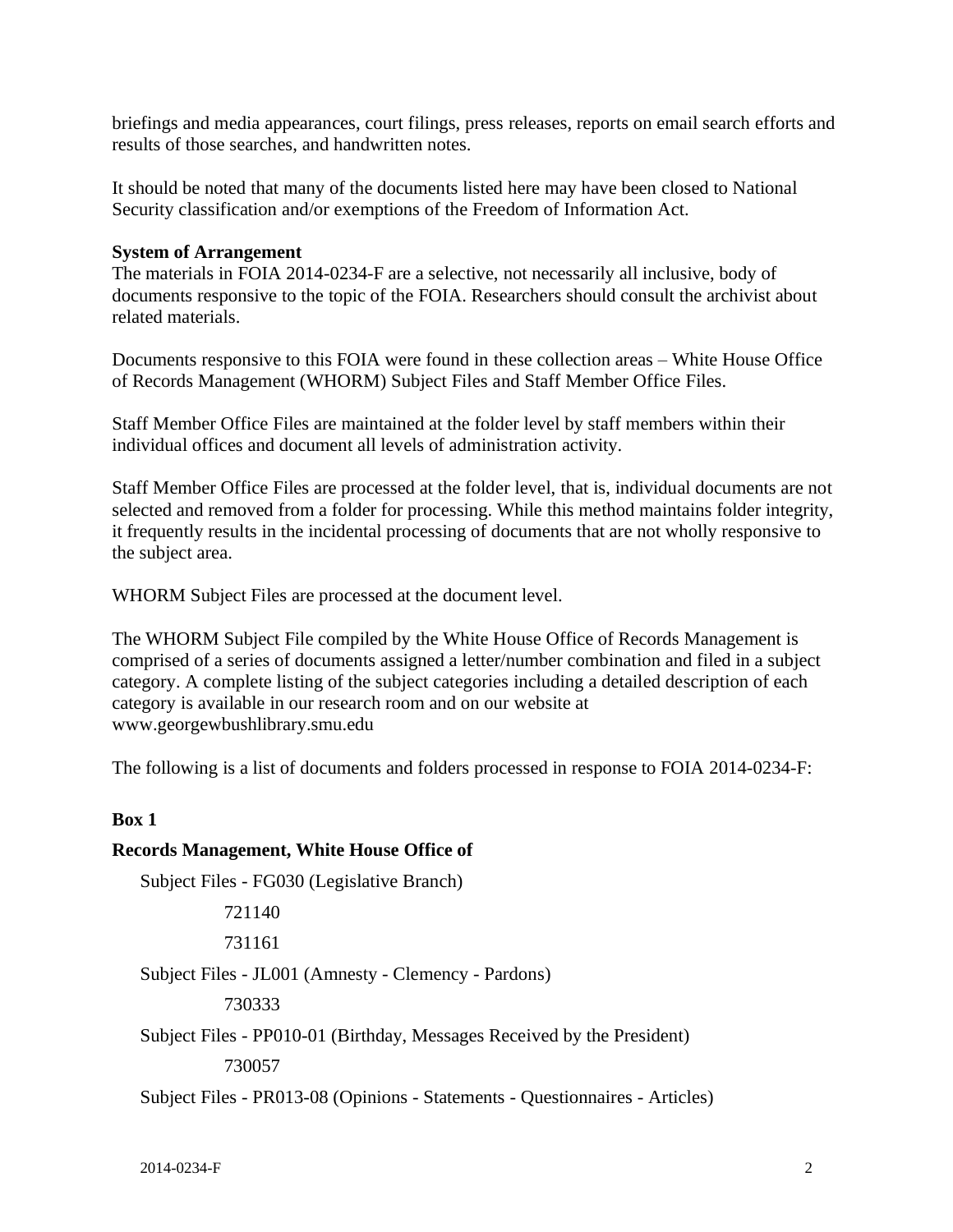briefings and media appearances, court filings, press releases, reports on email search efforts and results of those searches, and handwritten notes.

It should be noted that many of the documents listed here may have been closed to National Security classification and/or exemptions of the Freedom of Information Act.

**System of Arrangement**

The materials in FOIA 2014-0234-F are a selective, not necessarily all inclusive, body of documents responsive to the topic of the FOIA. Researchers should consult the archivist about related materials.

Documents responsive to this FOIA were found in these collection areas – White House Office of Records Management (WHORM) Subject Files and Staff Member Office Files.

Staff Member Office Files are maintained at the folder level by staff members within their individual offices and document all levels of administration activity.

Staff Member Office Files are processed at the folder level, that is, individual documents are not selected and removed from a folder for processing. While this method maintains folder integrity, it frequently results in the incidental processing of documents that are not wholly responsive to the subject area.

WHORM Subject Files are processed at the document level.

The WHORM Subject File compiled by the White House Office of Records Management is comprised of a series of documents assigned a letter/number combination and filed in a subject category. A complete listing of the subject categories including a detailed description of each category is available in our research room and on our website at www.georgewbushlibrary.smu.edu

The following is a list of documents and folders processed in response to FOIA 2014-0234-F:

**Box 1**

**Records Management, White House Office of**

Subject Files - FG030 (Legislative Branch)

721140

731161

Subject Files - JL001 (Amnesty - Clemency - Pardons)

730333

Subject Files - PP010-01 (Birthday, Messages Received by the President)

730057

Subject Files - PR013-08 (Opinions - Statements - Questionnaires - Articles)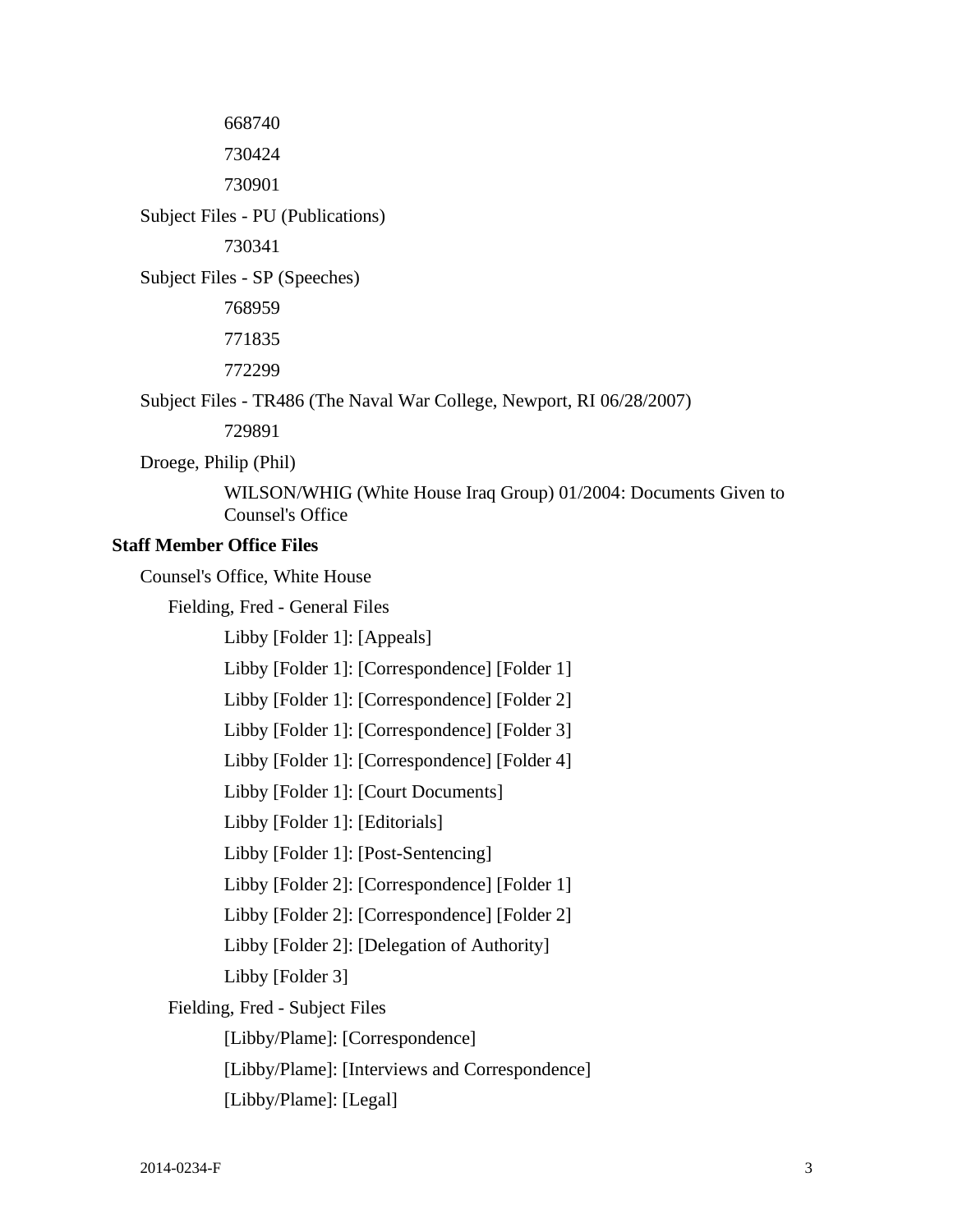668740

730424

730901

Subject Files - PU (Publications)

730341

Subject Files - SP (Speeches)

768959

771835

772299

Subject Files - TR486 (The Naval War College, Newport, RI 06/28/2007)

729891

Droege, Philip (Phil)

WILSON/WHIG (White House Iraq Group) 01/2004: Documents Given to Counsel's Office

**Staff Member Office Files**

Counsel's Office, White House

Fielding, Fred - General Files

Libby [Folder 1]: [Appeals]

Libby [Folder 1]: [Correspondence] [Folder 1]

Libby [Folder 1]: [Correspondence] [Folder 2]

Libby [Folder 1]: [Correspondence] [Folder 3]

Libby [Folder 1]: [Correspondence] [Folder 4]

Libby [Folder 1]: [Court Documents]

Libby [Folder 1]: [Editorials]

Libby [Folder 1]: [Post-Sentencing]

Libby [Folder 2]: [Correspondence] [Folder 1]

Libby [Folder 2]: [Correspondence] [Folder 2]

Libby [Folder 2]: [Delegation of Authority]

Libby [Folder 3]

Fielding, Fred - Subject Files

[Libby/Plame]: [Correspondence]

[Libby/Plame]: [Interviews and Correspondence]

[Libby/Plame]: [Legal]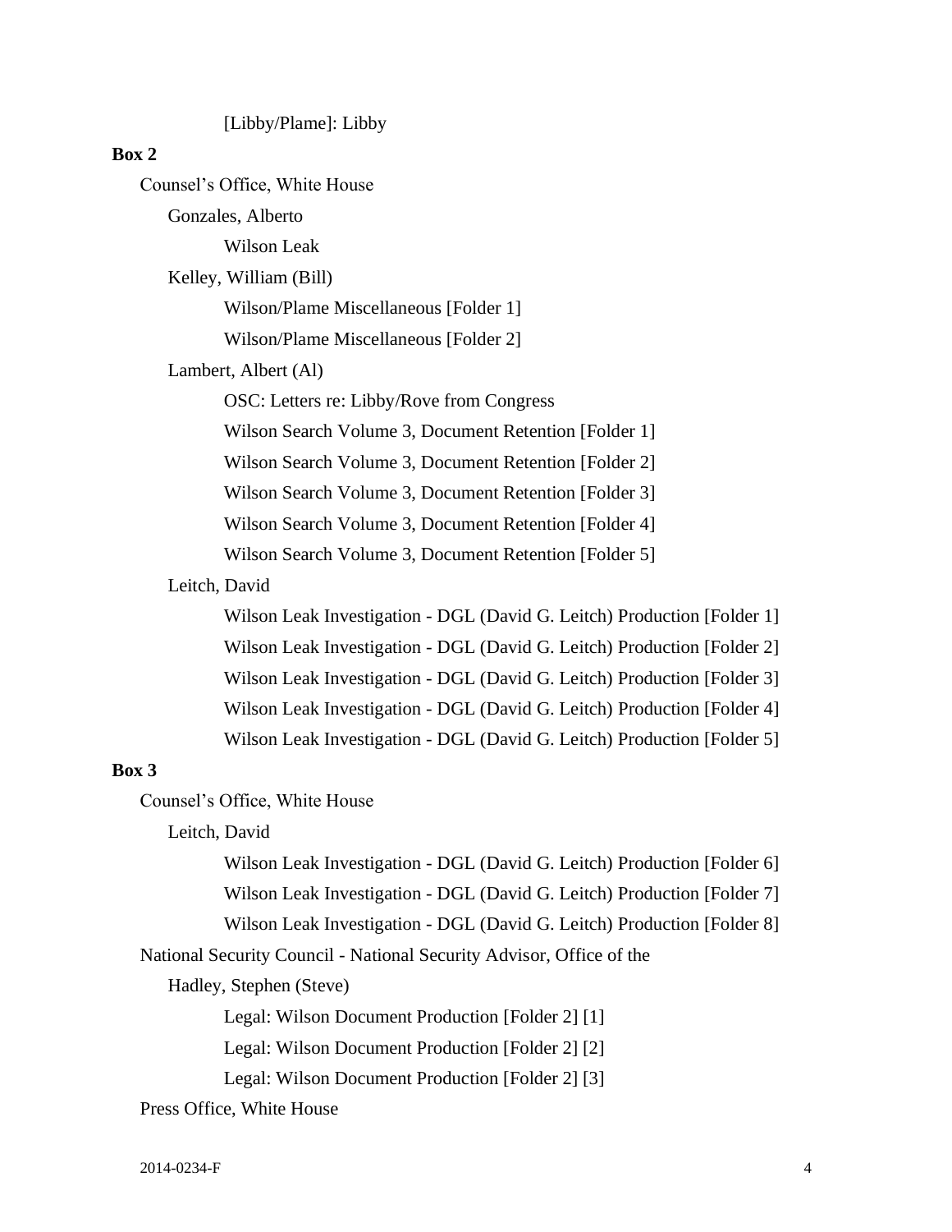[Libby/Plame]: Libby

**Box 2**

Counsel's Office, White House

Gonzales, Alberto

Wilson Leak

Kelley, William (Bill)

Wilson/Plame Miscellaneous [Folder 1]

Wilson/Plame Miscellaneous [Folder 2]

Lambert, Albert (Al)

OSC: Letters re: Libby/Rove from Congress

Wilson Search Volume 3, Document Retention [Folder 1]

Wilson Search Volume 3, Document Retention [Folder 2]

Wilson Search Volume 3, Document Retention [Folder 3]

Wilson Search Volume 3, Document Retention [Folder 4]

Wilson Search Volume 3, Document Retention [Folder 5]

Leitch, David

Wilson Leak Investigation - DGL (David G. Leitch) Production [Folder 1]

Wilson Leak Investigation - DGL (David G. Leitch) Production [Folder 2]

Wilson Leak Investigation - DGL (David G. Leitch) Production [Folder 3]

Wilson Leak Investigation - DGL (David G. Leitch) Production [Folder 4]

Wilson Leak Investigation - DGL (David G. Leitch) Production [Folder 5]

**Box 3**

Counsel's Office, White House

Leitch, David

Wilson Leak Investigation - DGL (David G. Leitch) Production [Folder 6]

Wilson Leak Investigation - DGL (David G. Leitch) Production [Folder 7]

Wilson Leak Investigation - DGL (David G. Leitch) Production [Folder 8]

National Security Council - National Security Advisor, Office of the

Hadley, Stephen (Steve)

Legal: Wilson Document Production [Folder 2] [1]

Legal: Wilson Document Production [Folder 2] [2]

Legal: Wilson Document Production [Folder 2] [3]

Press Office, White House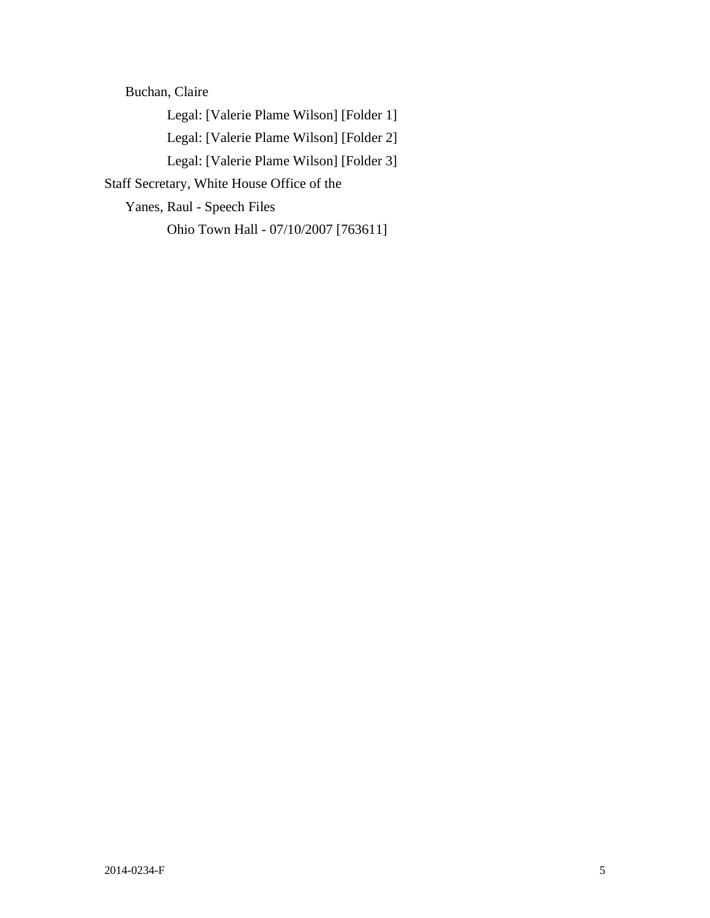Buchan, Claire

Legal: [Valerie Plame Wilson] [Folder 1]

Legal: [Valerie Plame Wilson] [Folder 2]

Legal: [Valerie Plame Wilson] [Folder 3]

Staff Secretary, White House Office of the

Yanes, Raul - Speech Files

Ohio Town Hall - 07/10/2007 [763611]